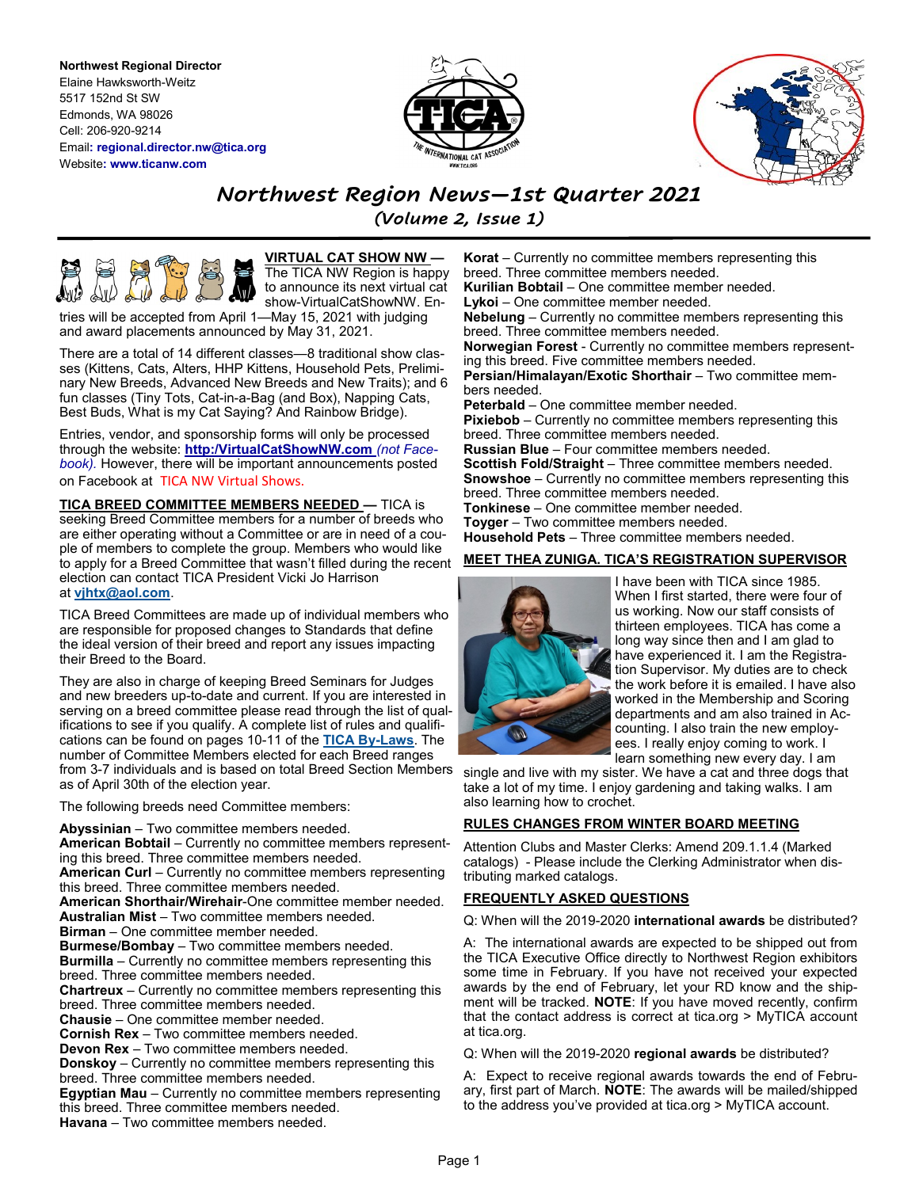**Northwest Regional Director**
Elaine Hawksworth-Weitz
5517 152nd St SW
Edmonds, WA 98026
Cell: 206-920-9214
Email: **regional.director.nw@tica.org**
Website: **www.ticanw.com**

# Northwest Region News—1st Quarter 2021

## (Volume 2, Issue 1)

**VIRTUAL CAT SHOW NW —** The TICA NW Region is happy to announce its next virtual cat show-VirtualCatShowNW. Entries will be accepted from April 1—May 15, 2021 with judging and award placements announced by May 31, 2021.

There are a total of 14 different classes—8 traditional show classes (Kittens, Cats, Alters, HHP Kittens, Household Pets, Preliminary New Breeds, Advanced New Breeds and New Traits); and 6 fun classes (Tiny Tots, Cat-in-a-Bag (and Box), Napping Cats, Best Buds, What is my Cat Saying? And Rainbow Bridge).

Entries, vendor, and sponsorship forms will only be processed through the website: **http:/VirtualCatShowNW.com** *(not Facebook).* However, there will be important announcements posted on Facebook at TICA NW Virtual Shows.

**TICA BREED COMMITTEE MEMBERS NEEDED —** TICA is seeking Breed Committee members for a number of breeds who are either operating without a Committee or are in need of a couple of members to complete the group. Members who would like to apply for a Breed Committee that wasn't filled during the recent election can contact TICA President Vicki Jo Harrison at **vjhtx@aol.com**.

TICA Breed Committees are made up of individual members who are responsible for proposed changes to Standards that define the ideal version of their breed and report any issues impacting their Breed to the Board.

They are also in charge of keeping Breed Seminars for Judges and new breeders up-to-date and current. If you are interested in serving on a breed committee please read through the list of qualifications to see if you qualify. A complete list of rules and qualifications can be found on pages 10-11 of the **TICA By-Laws**. The number of Committee Members elected for each Breed ranges from 3-7 individuals and is based on total Breed Section Members as of April 30th of the election year.

The following breeds need Committee members:

**Abyssinian** – Two committee members needed.
**American Bobtail** – Currently no committee members representing this breed. Three committee members needed.
**American Curl** – Currently no committee members representing this breed. Three committee members needed.
**American Shorthair/Wirehair**-One committee member needed.
**Australian Mist** – Two committee members needed.
**Birman** – One committee member needed.
**Burmese/Bombay** – Two committee members needed.
**Burmilla** – Currently no committee members representing this breed. Three committee members needed.
**Chartreux** – Currently no committee members representing this breed. Three committee members needed.
**Chausie** – One committee member needed.
**Cornish Rex** – Two committee members needed.
**Devon Rex** – Two committee members needed.
**Donskoy** – Currently no committee members representing this breed. Three committee members needed.
**Egyptian Mau** – Currently no committee members representing this breed. Three committee members needed.
**Havana** – Two committee members needed.
**Korat** – Currently no committee members representing this breed. Three committee members needed.
**Kurilian Bobtail** – One committee member needed.
**Lykoi** – One committee member needed.
**Nebelung** – Currently no committee members representing this breed. Three committee members needed.
**Norwegian Forest** - Currently no committee members representing this breed. Five committee members needed.
**Persian/Himalayan/Exotic Shorthair** – Two committee members needed.
**Peterbald** – One committee member needed.
**Pixiebob** – Currently no committee members representing this breed. Three committee members needed.
**Russian Blue** – Four committee members needed.
**Scottish Fold/Straight** – Three committee members needed.
**Snowshoe** – Currently no committee members representing this breed. Three committee members needed.
**Tonkinese** – One committee member needed.
**Toyger** – Two committee members needed.
**Household Pets** – Three committee members needed.

**MEET THEA ZUNIGA. TICA'S REGISTRATION SUPERVISOR**

I have been with TICA since 1985. When I first started, there were four of us working. Now our staff consists of thirteen employees. TICA has come a long way since then and I am glad to have experienced it. I am the Registration Supervisor. My duties are to check the work before it is emailed. I have also worked in the Membership and Scoring departments and am also trained in Accounting. I also train the new employees. I really enjoy coming to work. I learn something new every day. I am single and live with my sister. We have a cat and three dogs that take a lot of my time. I enjoy gardening and taking walks. I am also learning how to crochet.

**RULES CHANGES FROM WINTER BOARD MEETING**

Attention Clubs and Master Clerks: Amend 209.1.1.4 (Marked catalogs) - Please include the Clerking Administrator when distributing marked catalogs.

**FREQUENTLY ASKED QUESTIONS**

Q: When will the 2019-2020 **international awards** be distributed?

A: The international awards are expected to be shipped out from the TICA Executive Office directly to Northwest Region exhibitors some time in February. If you have not received your expected awards by the end of February, let your RD know and the shipment will be tracked. **NOTE**: If you have moved recently, confirm that the contact address is correct at tica.org > MyTICA account at tica.org.

Q: When will the 2019-2020 **regional awards** be distributed?

A: Expect to receive regional awards towards the end of February, first part of March. **NOTE**: The awards will be mailed/shipped to the address you've provided at tica.org > MyTICA account.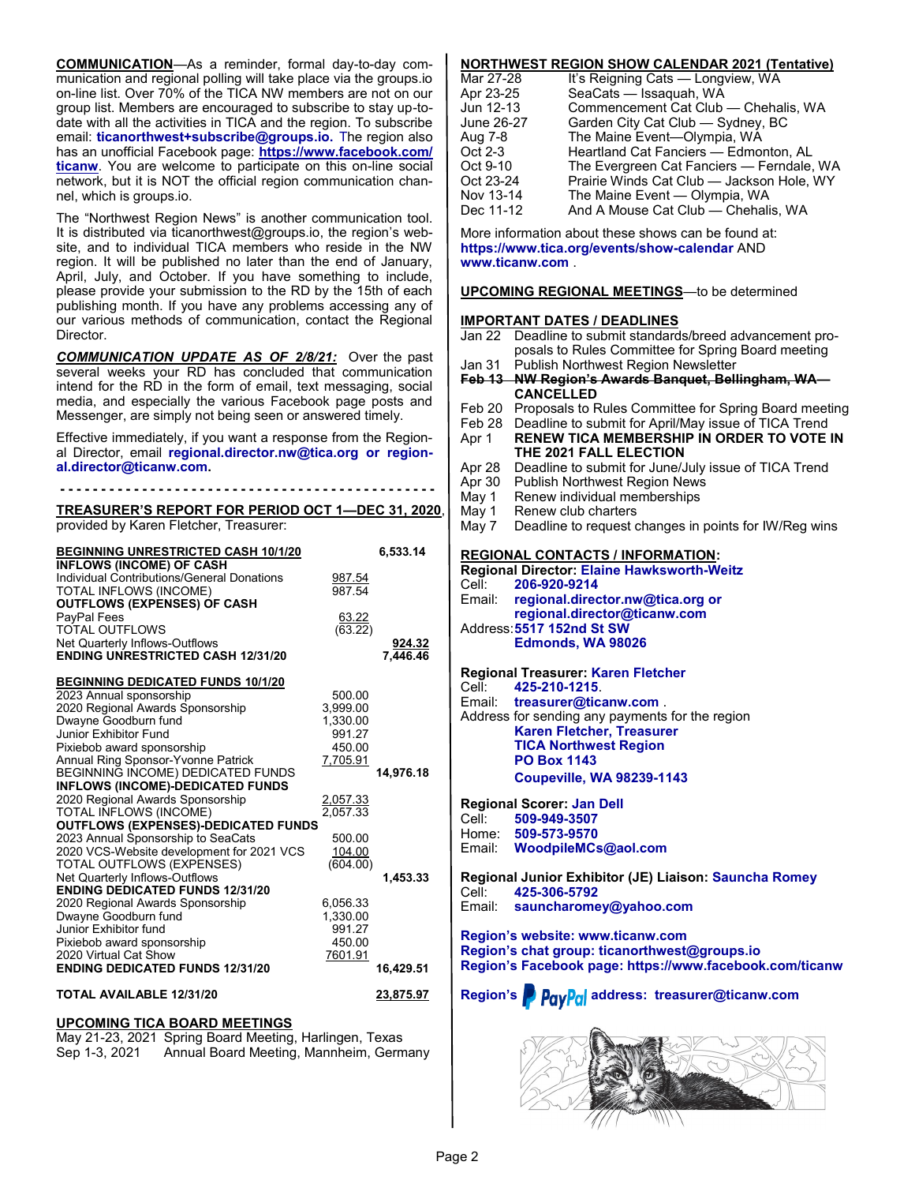**COMMUNICATION**—As a reminder, formal day-to-day communication and regional polling will take place via the groups.io on-line list. Over 70% of the TICA NW members are not on our group list. Members are encouraged to subscribe to stay up-to-date with all the activities in TICA and the region. To subscribe email: **ticanorthwest+subscribe@groups.io.** The region also has an unofficial Facebook page: **https://www.facebook.com/ticanw**. You are welcome to participate on this on-line social network, but it is NOT the official region communication channel, which is groups.io.

The "Northwest Region News" is another communication tool. It is distributed via ticanorthwest@groups.io, the region's website, and to individual TICA members who reside in the NW region. It will be published no later than the end of January, April, July, and October. If you have something to include, please provide your submission to the RD by the 15th of each publishing month. If you have any problems accessing any of our various methods of communication, contact the Regional Director.

***COMMUNICATION UPDATE AS OF 2/8/21:*** Over the past several weeks your RD has concluded that communication intend for the RD in the form of email, text messaging, social media, and especially the various Facebook page posts and Messenger, are simply not being seen or answered timely.

Effective immediately, if you want a response from the Regional Director, email **regional.director.nw@tica.org or regional.director@ticanw.com.**

---

**TREASURER'S REPORT FOR PERIOD OCT 1—DEC 31, 2020**, provided by Karen Fletcher, Treasurer:

| | | |
|---|---|---|
| **BEGINNING UNRESTRICTED CASH 10/1/20** | | **6,533.14** |
| **INFLOWS (INCOME) OF CASH** | | |
| Individual Contributions/General Donations | 987.54 | |
| TOTAL INFLOWS (INCOME) | 987.54 | |
| **OUTFLOWS (EXPENSES) OF CASH** | | |
| PayPal Fees | 63.22 | |
| TOTAL OUTFLOWS | (63.22) | |
| Net Quarterly Inflows-Outflows | | **924.32** |
| **ENDING UNRESTRICTED CASH 12/31/20** | | **7,446.46** |
| | | |
| **BEGINNING DEDICATED FUNDS 10/1/20** | | |
| 2023 Annual sponsorship | 500.00 | |
| 2020 Regional Awards Sponsorship | 3,999.00 | |
| Dwayne Goodburn fund | 1,330.00 | |
| Junior Exhibitor Fund | 991.27 | |
| Pixiebob award sponsorship | 450.00 | |
| Annual Ring Sponsor-Yvonne Patrick | 7,705.91 | |
| BEGINNING INCOME) DEDICATED FUNDS | | **14,976.18** |
| **INFLOWS (INCOME)-DEDICATED FUNDS** | | |
| 2020 Regional Awards Sponsorship | 2,057.33 | |
| TOTAL INFLOWS (INCOME) | 2,057.33 | |
| **OUTFLOWS (EXPENSES)-DEDICATED FUNDS** | | |
| 2023 Annual Sponsorship to SeaCats | 500.00 | |
| 2020 VCS-Website development for 2021 VCS | 104.00 | |
| TOTAL OUTFLOWS (EXPENSES) | (604.00) | |
| Net Quarterly Inflows-Outflows | | **1,453.33** |
| **ENDING DEDICATED FUNDS 12/31/20** | | |
| 2020 Regional Awards Sponsorship | 6,056.33 | |
| Dwayne Goodburn fund | 1,330.00 | |
| Junior Exhibitor fund | 991.27 | |
| Pixiebob award sponsorship | 450.00 | |
| 2020 Virtual Cat Show | 7601.91 | |
| **ENDING DEDICATED FUNDS 12/31/20** | | **16,429.51** |
| | | |
| **TOTAL AVAILABLE 12/31/20** | | **23,875.97** |

**UPCOMING TICA BOARD MEETINGS**

May 21-23, 2021 Spring Board Meeting, Harlingen, Texas
Sep 1-3, 2021 Annual Board Meeting, Mannheim, Germany

**NORTHWEST REGION SHOW CALENDAR 2021 (Tentative)**

| | |
|---|---|
| Mar 27-28 | It's Reigning Cats — Longview, WA |
| Apr 23-25 | SeaCats — Issaquah, WA |
| Jun 12-13 | Commencement Cat Club — Chehalis, WA |
| June 26-27 | Garden City Cat Club — Sydney, BC |
| Aug 7-8 | The Maine Event—Olympia, WA |
| Oct 2-3 | Heartland Cat Fanciers — Edmonton, AL |
| Oct 9-10 | The Evergreen Cat Fanciers — Ferndale, WA |
| Oct 23-24 | Prairie Winds Cat Club — Jackson Hole, WY |
| Nov 13-14 | The Maine Event — Olympia, WA |
| Dec 11-12 | And A Mouse Cat Club — Chehalis, WA |

More information about these shows can be found at: **https://www.tica.org/events/show-calendar** AND **www.ticanw.com** .

**UPCOMING REGIONAL MEETINGS**—to be determined

**IMPORTANT DATES / DEADLINES**

| | |
|---|---|
| Jan 22 | Deadline to submit standards/breed advancement proposals to Rules Committee for Spring Board meeting |
| Jan 31 | Publish Northwest Region Newsletter |
| ~~**Feb 13**~~ | ~~**NW Region's Awards Banquet, Bellingham, WA**~~—**CANCELLED** |
| Feb 20 | Proposals to Rules Committee for Spring Board meeting |
| Feb 28 | Deadline to submit for April/May issue of TICA Trend |
| Apr 1 | **RENEW TICA MEMBERSHIP IN ORDER TO VOTE IN THE 2021 FALL ELECTION** |
| Apr 28 | Deadline to submit for June/July issue of TICA Trend |
| Apr 30 | Publish Northwest Region News |
| May 1 | Renew individual memberships |
| May 1 | Renew club charters |
| May 7 | Deadline to request changes in points for IW/Reg wins |

**REGIONAL CONTACTS / INFORMATION:**

**Regional Director: Elaine Hawksworth-Weitz**
Cell: **206-920-9214**
Email: **regional.director.nw@tica.org or regional.director@ticanw.com**
Address: **5517 152nd St SW
Edmonds, WA 98026**

**Regional Treasurer: Karen Fletcher**
Cell: **425-210-1215**.
Email: **treasurer@ticanw.com** .
Address for sending any payments for the region
**Karen Fletcher, Treasurer
TICA Northwest Region
PO Box 1143
Coupeville, WA 98239-1143**

**Regional Scorer: Jan Dell**
Cell: **509-949-3507**
Home: **509-573-9570**
Email: **WoodpileMCs@aol.com**

**Regional Junior Exhibitor (JE) Liaison: Sauncha Romey**
Cell: **425-306-5792**
Email: **sauncharomey@yahoo.com**

**Region's website: www.ticanw.com**
**Region's chat group: ticanorthwest@groups.io**
**Region's Facebook page: https://www.facebook.com/ticanw**

**Region's PayPal address: treasurer@ticanw.com**